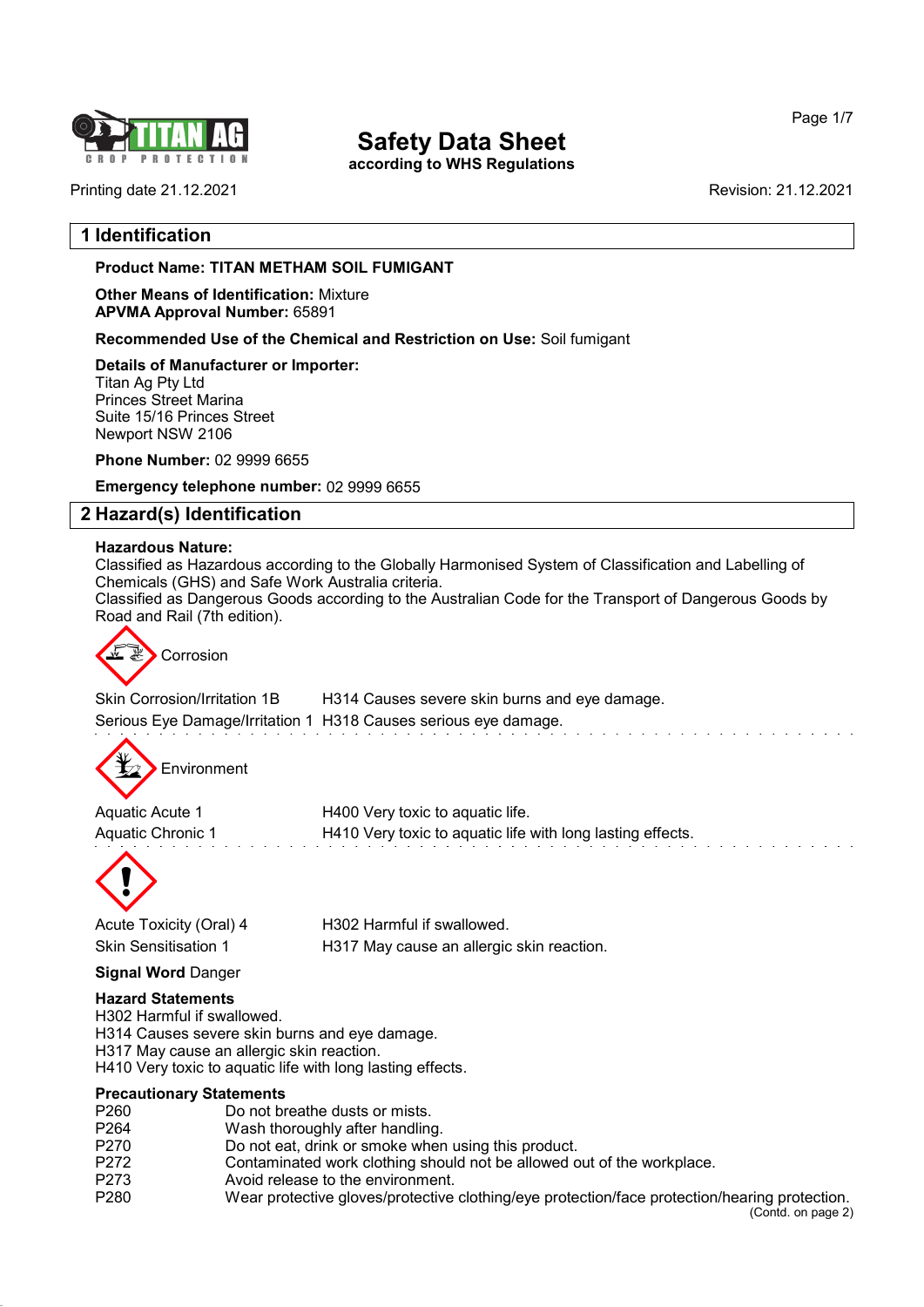# Safety Data Sheet

according to WHS Regulations

Printing date 21.12.2021

Revision: 21.12.2021

## 1 Identification

**Product Name: TITAN METHAM SOIL FUMIGANT**

**Other Means of Identification:** Mixture
**APVMA Approval Number:** 65891

**Recommended Use of the Chemical and Restriction on Use:** Soil fumigant

**Details of Manufacturer or Importer:**
Titan Ag Pty Ltd
Princes Street Marina
Suite 15/16 Princes Street
Newport NSW 2106

**Phone Number:** 02 9999 6655

**Emergency telephone number:** 02 9999 6655

## 2 Hazard(s) Identification

**Hazardous Nature:**
Classified as Hazardous according to the Globally Harmonised System of Classification and Labelling of Chemicals (GHS) and Safe Work Australia criteria.
Classified as Dangerous Goods according to the Australian Code for the Transport of Dangerous Goods by Road and Rail (7th edition).

Corrosion

| | |
|---|---|
| Skin Corrosion/Irritation 1B | H314 Causes severe skin burns and eye damage. |
| Serious Eye Damage/Irritation 1 | H318 Causes serious eye damage. |

Environment

| | |
|---|---|
| Aquatic Acute 1 | H400 Very toxic to aquatic life. |
| Aquatic Chronic 1 | H410 Very toxic to aquatic life with long lasting effects. |

| | |
|---|---|
| Acute Toxicity (Oral) 4 | H302 Harmful if swallowed. |
| Skin Sensitisation 1 | H317 May cause an allergic skin reaction. |

**Signal Word** Danger

**Hazard Statements**
H302 Harmful if swallowed.
H314 Causes severe skin burns and eye damage.
H317 May cause an allergic skin reaction.
H410 Very toxic to aquatic life with long lasting effects.

**Precautionary Statements**

| | |
|---|---|
| P260 | Do not breathe dusts or mists. |
| P264 | Wash thoroughly after handling. |
| P270 | Do not eat, drink or smoke when using this product. |
| P272 | Contaminated work clothing should not be allowed out of the workplace. |
| P273 | Avoid release to the environment. |
| P280 | Wear protective gloves/protective clothing/eye protection/face protection/hearing protection. |

(Contd. on page 2)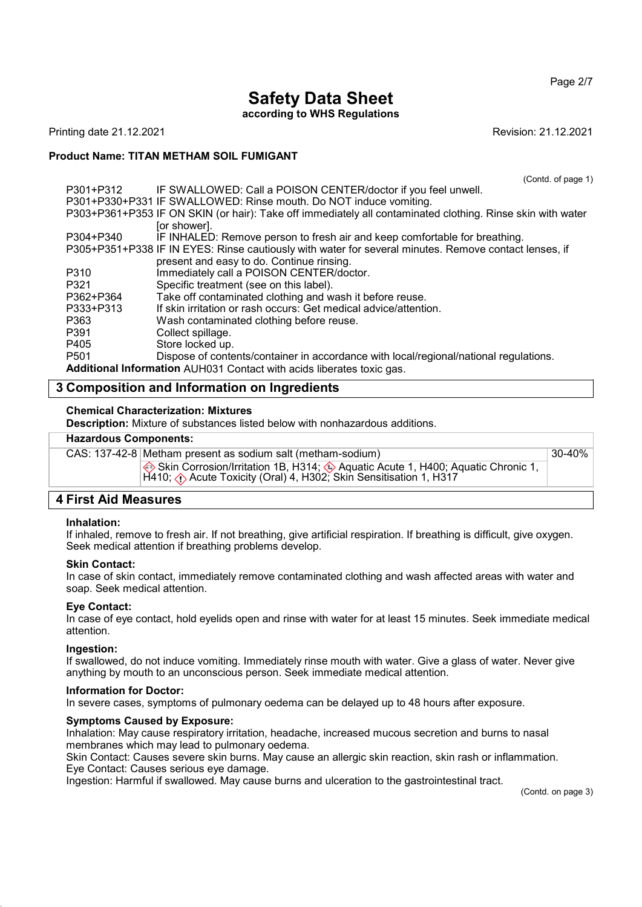(Contd. of page 1)

| | |
|---|---|
| P301+P312 | IF SWALLOWED: Call a POISON CENTER/doctor if you feel unwell. |
| P301+P330+P331 | IF SWALLOWED: Rinse mouth. Do NOT induce vomiting. |
| P303+P361+P353 | IF ON SKIN (or hair): Take off immediately all contaminated clothing. Rinse skin with water [or shower]. |
| P304+P340 | IF INHALED: Remove person to fresh air and keep comfortable for breathing. |
| P305+P351+P338 | IF IN EYES: Rinse cautiously with water for several minutes. Remove contact lenses, if present and easy to do. Continue rinsing. |
| P310 | Immediately call a POISON CENTER/doctor. |
| P321 | Specific treatment (see on this label). |
| P362+P364 | Take off contaminated clothing and wash it before reuse. |
| P333+P313 | If skin irritation or rash occurs: Get medical advice/attention. |
| P363 | Wash contaminated clothing before reuse. |
| P391 | Collect spillage. |
| P405 | Store locked up. |
| P501 | Dispose of contents/container in accordance with local/regional/national regulations. |

**Additional Information** AUH031 Contact with acids liberates toxic gas.

## 3 Composition and Information on Ingredients

**Chemical Characterization: Mixtures**

**Description:** Mixture of substances listed below with nonhazardous additions.

| **Hazardous Components:** | | |
|---|---|---|
| CAS: 137-42-8 | Methan present as sodium salt (metham-sodium) | 30-40% |
| | Skin Corrosion/Irritation 1B, H314; Aquatic Acute 1, H400; Aquatic Chronic 1, H410; Acute Toxicity (Oral) 4, H302; Skin Sensitisation 1, H317 | |

## 4 First Aid Measures

**Inhalation:**

If inhaled, remove to fresh air. If not breathing, give artificial respiration. If breathing is difficult, give oxygen. Seek medical attention if breathing problems develop.

**Skin Contact:**

In case of skin contact, immediately remove contaminated clothing and wash affected areas with water and soap. Seek medical attention.

**Eye Contact:**

In case of eye contact, hold eyelids open and rinse with water for at least 15 minutes. Seek immediate medical attention.

**Ingestion:**

If swallowed, do not induce vomiting. Immediately rinse mouth with water. Give a glass of water. Never give anything by mouth to an unconscious person. Seek immediate medical attention.

**Information for Doctor:**

In severe cases, symptoms of pulmonary oedema can be delayed up to 48 hours after exposure.

**Symptoms Caused by Exposure:**

Inhalation: May cause respiratory irritation, headache, increased mucous secretion and burns to nasal membranes which may lead to pulmonary oedema.

Skin Contact: Causes severe skin burns. May cause an allergic skin reaction, skin rash or inflammation.

Eye Contact: Causes serious eye damage.

Ingestion: Harmful if swallowed. May cause burns and ulceration to the gastrointestinal tract.

(Contd. on page 3)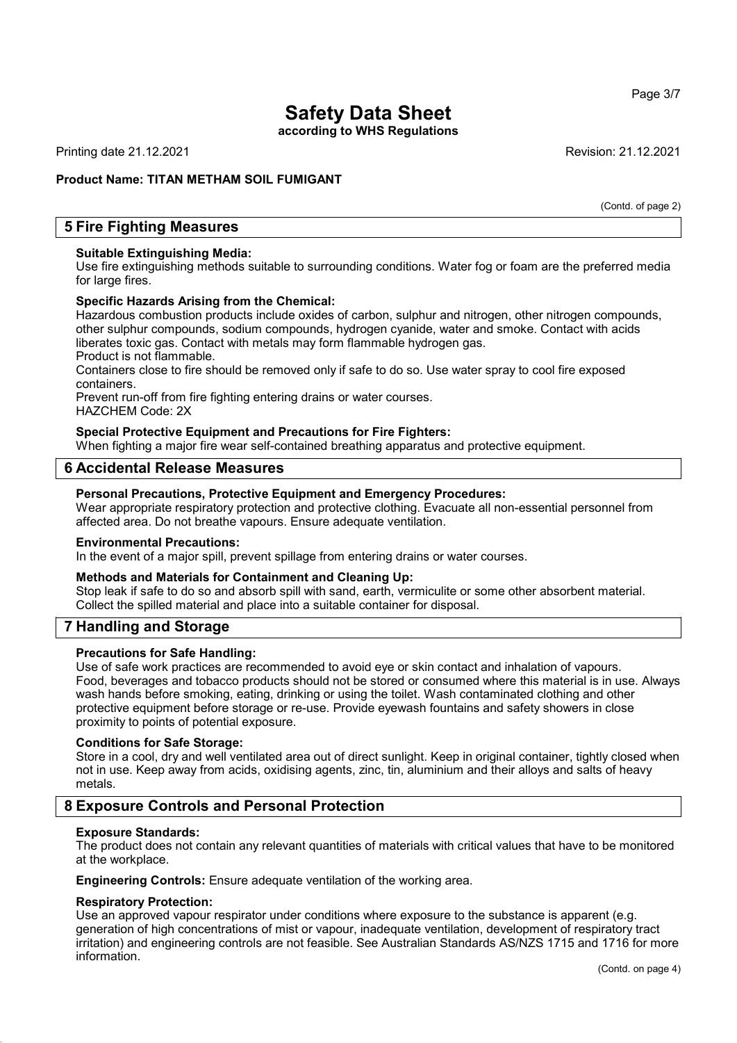**Product Name: TITAN METHAM SOIL FUMIGANT**

(Contd. of page 2)

## 5 Fire Fighting Measures

**Suitable Extinguishing Media:**
Use fire extinguishing methods suitable to surrounding conditions. Water fog or foam are the preferred media for large fires.

**Specific Hazards Arising from the Chemical:**
Hazardous combustion products include oxides of carbon, sulphur and nitrogen, other nitrogen compounds, other sulphur compounds, sodium compounds, hydrogen cyanide, water and smoke. Contact with acids liberates toxic gas. Contact with metals may form flammable hydrogen gas.
Product is not flammable.
Containers close to fire should be removed only if safe to do so. Use water spray to cool fire exposed containers.
Prevent run-off from fire fighting entering drains or water courses.
HAZCHEM Code: 2X

**Special Protective Equipment and Precautions for Fire Fighters:**
When fighting a major fire wear self-contained breathing apparatus and protective equipment.

## 6 Accidental Release Measures

**Personal Precautions, Protective Equipment and Emergency Procedures:**
Wear appropriate respiratory protection and protective clothing. Evacuate all non-essential personnel from affected area. Do not breathe vapours. Ensure adequate ventilation.

**Environmental Precautions:**
In the event of a major spill, prevent spillage from entering drains or water courses.

**Methods and Materials for Containment and Cleaning Up:**
Stop leak if safe to do so and absorb spill with sand, earth, vermiculite or some other absorbent material. Collect the spilled material and place into a suitable container for disposal.

## 7 Handling and Storage

**Precautions for Safe Handling:**
Use of safe work practices are recommended to avoid eye or skin contact and inhalation of vapours.
Food, beverages and tobacco products should not be stored or consumed where this material is in use. Always wash hands before smoking, eating, drinking or using the toilet. Wash contaminated clothing and other protective equipment before storage or re-use. Provide eyewash fountains and safety showers in close proximity to points of potential exposure.

**Conditions for Safe Storage:**
Store in a cool, dry and well ventilated area out of direct sunlight. Keep in original container, tightly closed when not in use. Keep away from acids, oxidising agents, zinc, tin, aluminium and their alloys and salts of heavy metals.

## 8 Exposure Controls and Personal Protection

**Exposure Standards:**
The product does not contain any relevant quantities of materials with critical values that have to be monitored at the workplace.

**Engineering Controls:** Ensure adequate ventilation of the working area.

**Respiratory Protection:**
Use an approved vapour respirator under conditions where exposure to the substance is apparent (e.g. generation of high concentrations of mist or vapour, inadequate ventilation, development of respiratory tract irritation) and engineering controls are not feasible. See Australian Standards AS/NZS 1715 and 1716 for more information.

(Contd. on page 4)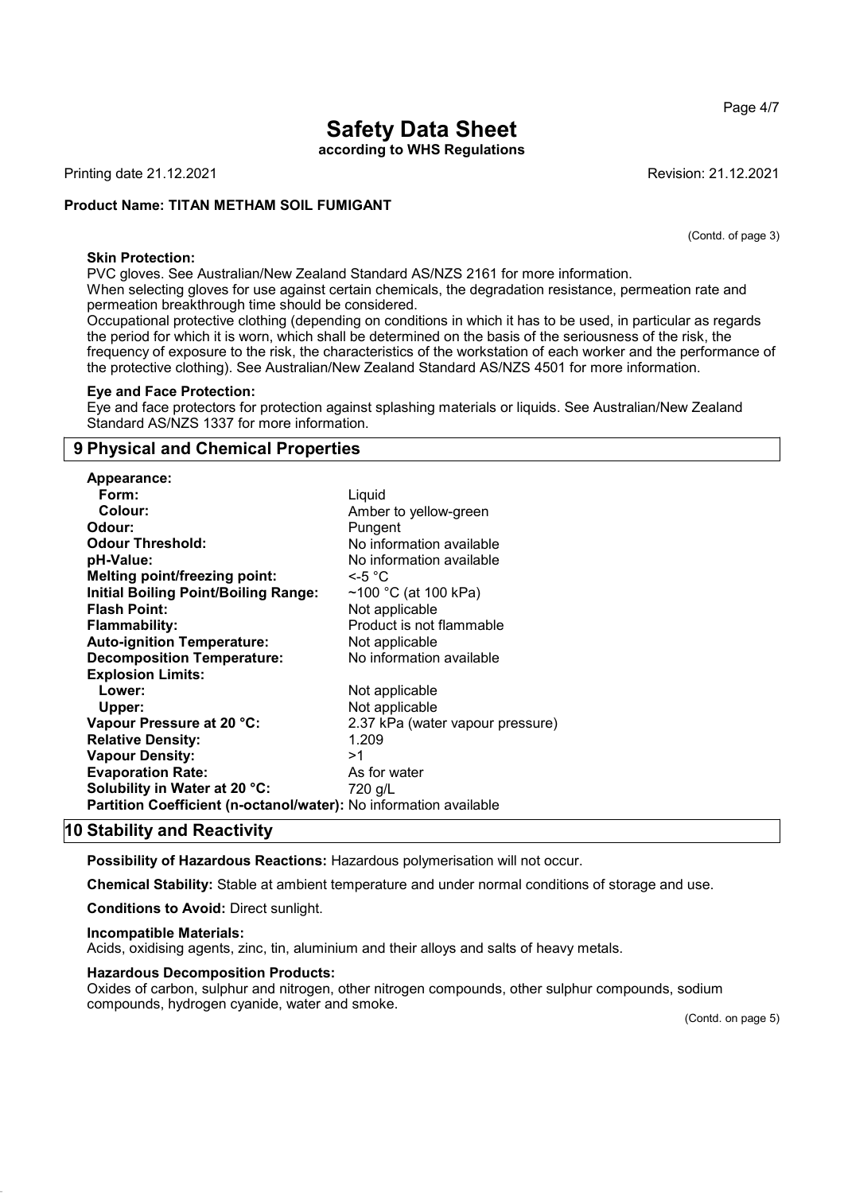(Contd. of page 3)

**Skin Protection:**
PVC gloves. See Australian/New Zealand Standard AS/NZS 2161 for more information.
When selecting gloves for use against certain chemicals, the degradation resistance, permeation rate and permeation breakthrough time should be considered.
Occupational protective clothing (depending on conditions in which it has to be used, in particular as regards the period for which it is worn, which shall be determined on the basis of the seriousness of the risk, the frequency of exposure to the risk, the characteristics of the workstation of each worker and the performance of the protective clothing). See Australian/New Zealand Standard AS/NZS 4501 for more information.

**Eye and Face Protection:**
Eye and face protectors for protection against splashing materials or liquids. See Australian/New Zealand Standard AS/NZS 1337 for more information.

## 9 Physical and Chemical Properties

| | |
|---|---|
| **Appearance:** | |
| **Form:** | Liquid |
| **Colour:** | Amber to yellow-green |
| **Odour:** | Pungent |
| **Odour Threshold:** | No information available |
| **pH-Value:** | No information available |
| **Melting point/freezing point:** | <-5 °C |
| **Initial Boiling Point/Boiling Range:** | ~100 °C (at 100 kPa) |
| **Flash Point:** | Not applicable |
| **Flammability:** | Product is not flammable |
| **Auto-ignition Temperature:** | Not applicable |
| **Decomposition Temperature:** | No information available |
| **Explosion Limits:** | |
| **Lower:** | Not applicable |
| **Upper:** | Not applicable |
| **Vapour Pressure at 20 °C:** | 2.37 kPa (water vapour pressure) |
| **Relative Density:** | 1.209 |
| **Vapour Density:** | >1 |
| **Evaporation Rate:** | As for water |
| **Solubility in Water at 20 °C:** | 720 g/L |
| **Partition Coefficient (n-octanol/water):** | No information available |

## 10 Stability and Reactivity

**Possibility of Hazardous Reactions:** Hazardous polymerisation will not occur.

**Chemical Stability:** Stable at ambient temperature and under normal conditions of storage and use.

**Conditions to Avoid:** Direct sunlight.

**Incompatible Materials:**
Acids, oxidising agents, zinc, tin, aluminium and their alloys and salts of heavy metals.

**Hazardous Decomposition Products:**
Oxides of carbon, sulphur and nitrogen, other nitrogen compounds, other sulphur compounds, sodium compounds, hydrogen cyanide, water and smoke.

(Contd. on page 5)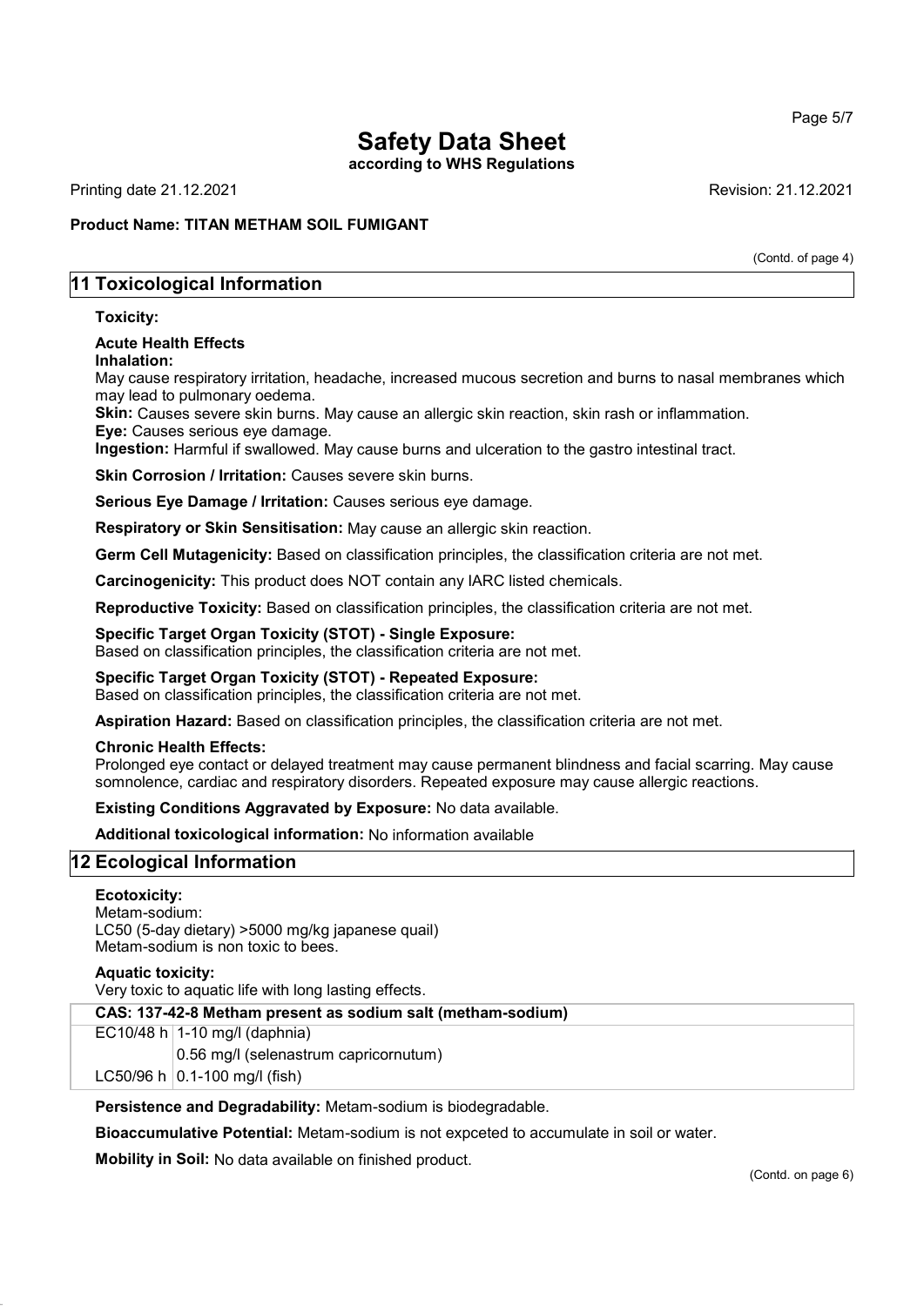# Safety Data Sheet

**according to WHS Regulations**

Printing date 21.12.2021 Revision: 21.12.2021

**Product Name: TITAN METHAM SOIL FUMIGANT**

(Contd. of page 4)

## 11 Toxicological Information

**Toxicity:**

**Acute Health Effects**

**Inhalation:**

May cause respiratory irritation, headache, increased mucous secretion and burns to nasal membranes which may lead to pulmonary oedema.

**Skin:** Causes severe skin burns. May cause an allergic skin reaction, skin rash or inflammation.

**Eye:** Causes serious eye damage.

**Ingestion:** Harmful if swallowed. May cause burns and ulceration to the gastro intestinal tract.

**Skin Corrosion / Irritation:** Causes severe skin burns.

**Serious Eye Damage / Irritation:** Causes serious eye damage.

**Respiratory or Skin Sensitisation:** May cause an allergic skin reaction.

**Germ Cell Mutagenicity:** Based on classification principles, the classification criteria are not met.

**Carcinogenicity:** This product does NOT contain any IARC listed chemicals.

**Reproductive Toxicity:** Based on classification principles, the classification criteria are not met.

**Specific Target Organ Toxicity (STOT) - Single Exposure:**
Based on classification principles, the classification criteria are not met.

**Specific Target Organ Toxicity (STOT) - Repeated Exposure:**
Based on classification principles, the classification criteria are not met.

**Aspiration Hazard:** Based on classification principles, the classification criteria are not met.

**Chronic Health Effects:**
Prolonged eye contact or delayed treatment may cause permanent blindness and facial scarring. May cause somnolence, cardiac and respiratory disorders. Repeated exposure may cause allergic reactions.

**Existing Conditions Aggravated by Exposure:** No data available.

**Additional toxicological information:** No information available

## 12 Ecological Information

**Ecotoxicity:**
Metam-sodium:
LC50 (5-day dietary) >5000 mg/kg japanese quail)
Metam-sodium is non toxic to bees.

**Aquatic toxicity:**
Very toxic to aquatic life with long lasting effects.

| CAS: 137-42-8 Metham present as sodium salt (metham-sodium) | |
|---|---|
| EC10/48 h | 1-10 mg/l (daphnia) |
| | 0.56 mg/l (selenastrum capricornutum) |
| LC50/96 h | 0.1-100 mg/l (fish) |

**Persistence and Degradability:** Metam-sodium is biodegradable.

**Bioaccumulative Potential:** Metam-sodium is not expceted to accumulate in soil or water.

**Mobility in Soil:** No data available on finished product.

(Contd. on page 6)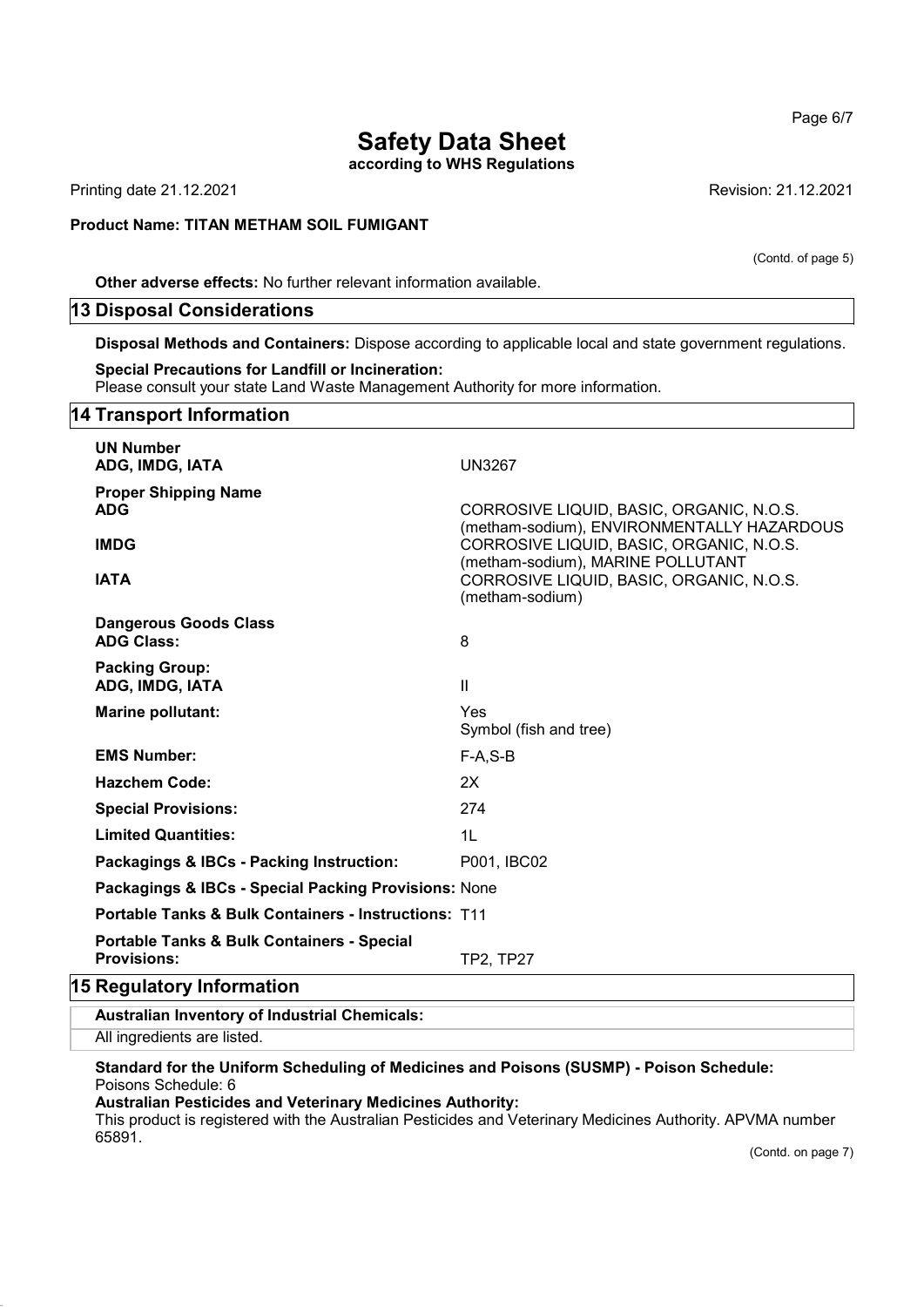(Contd. of page 5)

**Other adverse effects:** No further relevant information available.

## 13 Disposal Considerations

**Disposal Methods and Containers:** Dispose according to applicable local and state government regulations.

**Special Precautions for Landfill or Incineration:**
Please consult your state Land Waste Management Authority for more information.

## 14 Transport Information

| | |
|---|---|
| **UN Number** | |
| **ADG, IMDG, IATA** | UN3267 |
| **Proper Shipping Name** | |
| **ADG** | CORROSIVE LIQUID, BASIC, ORGANIC, N.O.S. (metham-sodium), ENVIRONMENTALLY HAZARDOUS |
| **IMDG** | CORROSIVE LIQUID, BASIC, ORGANIC, N.O.S. (metham-sodium), MARINE POLLUTANT |
| **IATA** | CORROSIVE LIQUID, BASIC, ORGANIC, N.O.S. (metham-sodium) |
| **Dangerous Goods Class** | |
| **ADG Class:** | 8 |
| **Packing Group:** | |
| **ADG, IMDG, IATA** | II |
| **Marine pollutant:** | Yes<br>Symbol (fish and tree) |
| **EMS Number:** | F-A,S-B |
| **Hazchem Code:** | 2X |
| **Special Provisions:** | 274 |
| **Limited Quantities:** | 1L |
| **Packagings & IBCs - Packing Instruction:** | P001, IBC02 |
| **Packagings & IBCs - Special Packing Provisions:** | None |
| **Portable Tanks & Bulk Containers - Instructions:** | T11 |
| **Portable Tanks & Bulk Containers - Special Provisions:** | TP2, TP27 |

## 15 Regulatory Information

**Australian Inventory of Industrial Chemicals:**

All ingredients are listed.

**Standard for the Uniform Scheduling of Medicines and Poisons (SUSMP) - Poison Schedule:**
Poisons Schedule: 6

**Australian Pesticides and Veterinary Medicines Authority:**
This product is registered with the Australian Pesticides and Veterinary Medicines Authority. APVMA number 65891.

(Contd. on page 7)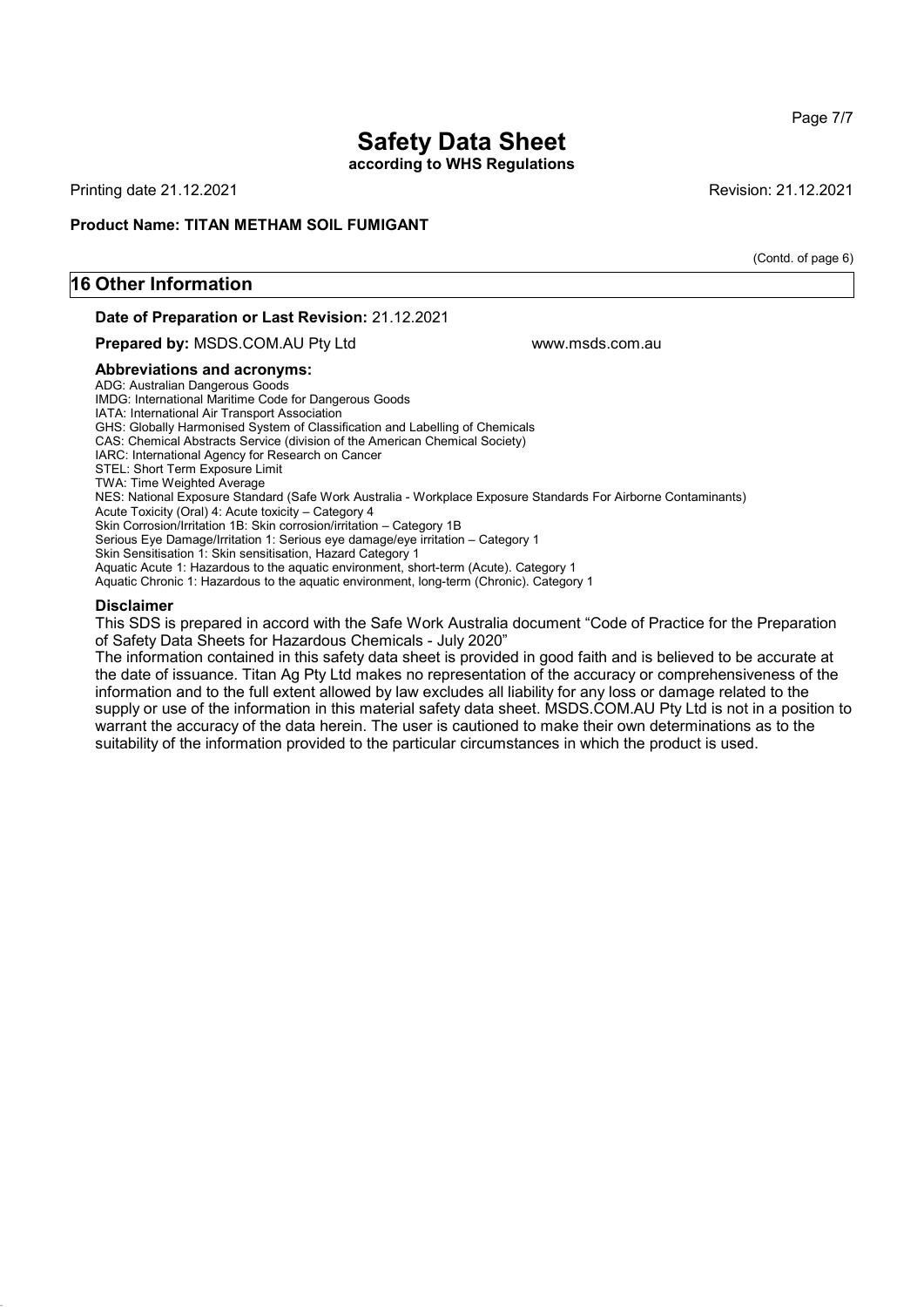**Product Name: TITAN METHAM SOIL FUMIGANT**

(Contd. of page 6)

## 16 Other Information

**Date of Preparation or Last Revision:** 21.12.2021

**Prepared by:** MSDS.COM.AU Pty Ltd www.msds.com.au

**Abbreviations and acronyms:**

ADG: Australian Dangerous Goods
IMDG: International Maritime Code for Dangerous Goods
IATA: International Air Transport Association
GHS: Globally Harmonised System of Classification and Labelling of Chemicals
CAS: Chemical Abstracts Service (division of the American Chemical Society)
IARC: International Agency for Research on Cancer
STEL: Short Term Exposure Limit
TWA: Time Weighted Average
NES: National Exposure Standard (Safe Work Australia - Workplace Exposure Standards For Airborne Contaminants)
Acute Toxicity (Oral) 4: Acute toxicity – Category 4
Skin Corrosion/Irritation 1B: Skin corrosion/irritation – Category 1B
Serious Eye Damage/Irritation 1: Serious eye damage/eye irritation – Category 1
Skin Sensitisation 1: Skin sensitisation, Hazard Category 1
Aquatic Acute 1: Hazardous to the aquatic environment, short-term (Acute). Category 1
Aquatic Chronic 1: Hazardous to the aquatic environment, long-term (Chronic). Category 1

**Disclaimer**

This SDS is prepared in accord with the Safe Work Australia document "Code of Practice for the Preparation of Safety Data Sheets for Hazardous Chemicals - July 2020"

The information contained in this safety data sheet is provided in good faith and is believed to be accurate at the date of issuance. Titan Ag Pty Ltd makes no representation of the accuracy or comprehensiveness of the information and to the full extent allowed by law excludes all liability for any loss or damage related to the supply or use of the information in this material safety data sheet. MSDS.COM.AU Pty Ltd is not in a position to warrant the accuracy of the data herein. The user is cautioned to make their own determinations as to the suitability of the information provided to the particular circumstances in which the product is used.